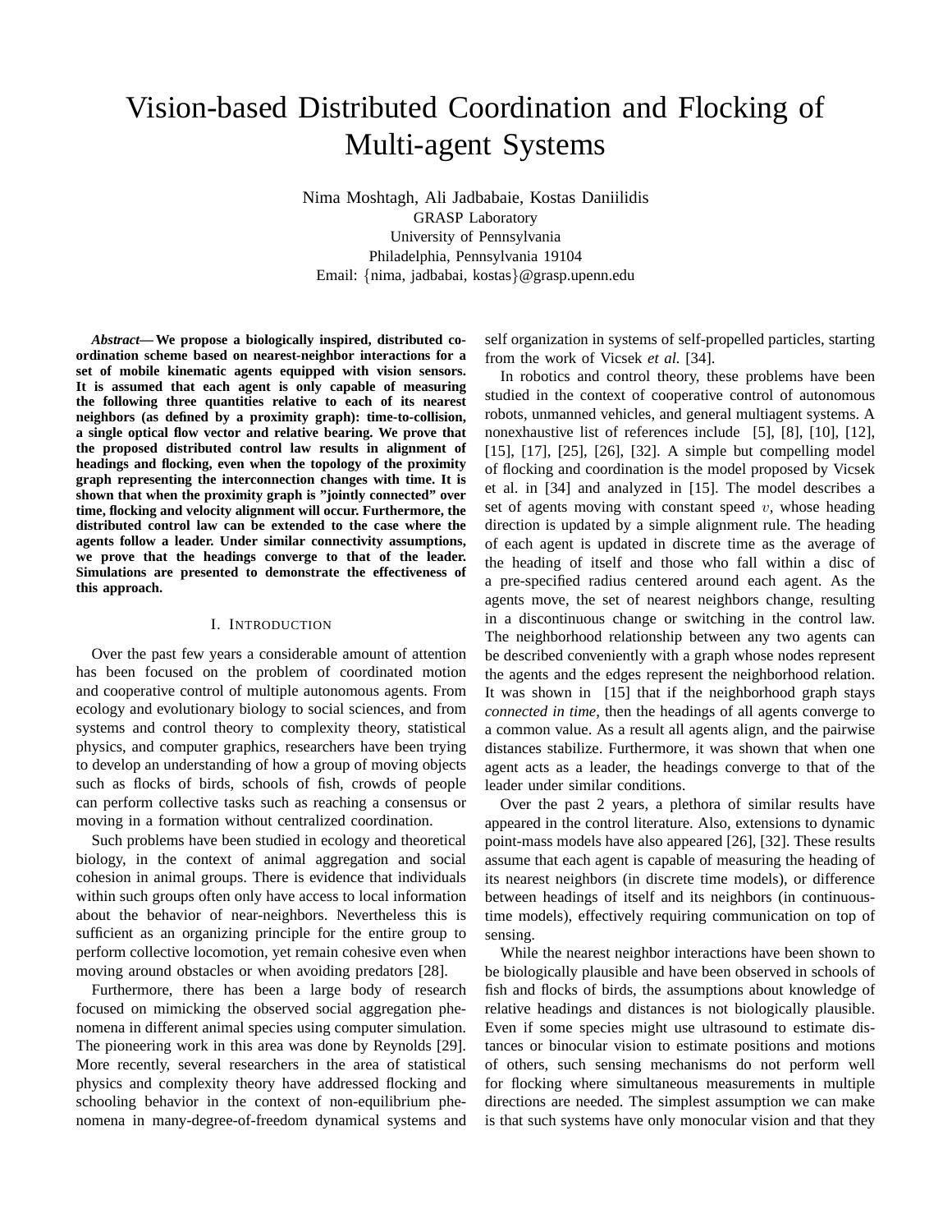# Vision-based Distributed Coordination and Flocking of Multi-agent Systems

Nima Moshtagh, Ali Jadbabaie, Kostas Daniilidis
GRASP Laboratory
University of Pennsylvania
Philadelphia, Pennsylvania 19104
Email: {nima, jadbabai, kostas}@grasp.upenn.edu

***Abstract*— We propose a biologically inspired, distributed coordination scheme based on nearest-neighbor interactions for a set of mobile kinematic agents equipped with vision sensors. It is assumed that each agent is only capable of measuring the following three quantities relative to each of its nearest neighbors (as defined by a proximity graph): time-to-collision, a single optical flow vector and relative bearing. We prove that the proposed distributed control law results in alignment of headings and flocking, even when the topology of the proximity graph representing the interconnection changes with time. It is shown that when the proximity graph is "jointly connected" over time, flocking and velocity alignment will occur. Furthermore, the distributed control law can be extended to the case where the agents follow a leader. Under similar connectivity assumptions, we prove that the headings converge to that of the leader. Simulations are presented to demonstrate the effectiveness of this approach.**

## I. Introduction

Over the past few years a considerable amount of attention has been focused on the problem of coordinated motion and cooperative control of multiple autonomous agents. From ecology and evolutionary biology to social sciences, and from systems and control theory to complexity theory, statistical physics, and computer graphics, researchers have been trying to develop an understanding of how a group of moving objects such as flocks of birds, schools of fish, crowds of people can perform collective tasks such as reaching a consensus or moving in a formation without centralized coordination.

Such problems have been studied in ecology and theoretical biology, in the context of animal aggregation and social cohesion in animal groups. There is evidence that individuals within such groups often only have access to local information about the behavior of near-neighbors. Nevertheless this is sufficient as an organizing principle for the entire group to perform collective locomotion, yet remain cohesive even when moving around obstacles or when avoiding predators [28].

Furthermore, there has been a large body of research focused on mimicking the observed social aggregation phenomena in different animal species using computer simulation. The pioneering work in this area was done by Reynolds [29]. More recently, several researchers in the area of statistical physics and complexity theory have addressed flocking and schooling behavior in the context of non-equilibrium phenomena in many-degree-of-freedom dynamical systems and self organization in systems of self-propelled particles, starting from the work of Vicsek *et al.* [34].

In robotics and control theory, these problems have been studied in the context of cooperative control of autonomous robots, unmanned vehicles, and general multiagent systems. A nonexhaustive list of references include [5], [8], [10], [12], [15], [17], [25], [26], [32]. A simple but compelling model of flocking and coordination is the model proposed by Vicsek et al. in [34] and analyzed in [15]. The model describes a set of agents moving with constant speed $v$, whose heading direction is updated by a simple alignment rule. The heading of each agent is updated in discrete time as the average of the heading of itself and those who fall within a disc of a pre-specified radius centered around each agent. As the agents move, the set of nearest neighbors change, resulting in a discontinuous change or switching in the control law. The neighborhood relationship between any two agents can be described conveniently with a graph whose nodes represent the agents and the edges represent the neighborhood relation. It was shown in [15] that if the neighborhood graph stays *connected in time*, then the headings of all agents converge to a common value. As a result all agents align, and the pairwise distances stabilize. Furthermore, it was shown that when one agent acts as a leader, the headings converge to that of the leader under similar conditions.

Over the past 2 years, a plethora of similar results have appeared in the control literature. Also, extensions to dynamic point-mass models have also appeared [26], [32]. These results assume that each agent is capable of measuring the heading of its nearest neighbors (in discrete time models), or difference between headings of itself and its neighbors (in continuous-time models), effectively requiring communication on top of sensing.

While the nearest neighbor interactions have been shown to be biologically plausible and have been observed in schools of fish and flocks of birds, the assumptions about knowledge of relative headings and distances is not biologically plausible. Even if some species might use ultrasound to estimate distances or binocular vision to estimate positions and motions of others, such sensing mechanisms do not perform well for flocking where simultaneous measurements in multiple directions are needed. The simplest assumption we can make is that such systems have only monocular vision and that they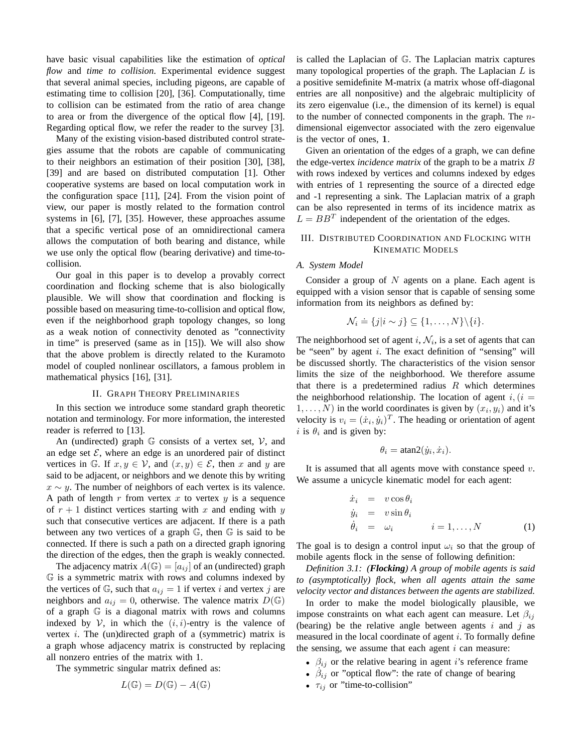have basic visual capabilities like the estimation of *optical flow* and *time to collision*. Experimental evidence suggest that several animal species, including pigeons, are capable of estimating time to collision [20], [36]. Computationally, time to collision can be estimated from the ratio of area change to area or from the divergence of the optical flow [4], [19]. Regarding optical flow, we refer the reader to the survey [3].

Many of the existing vision-based distributed control strategies assume that the robots are capable of communicating to their neighbors an estimation of their position [30], [38], [39] and are based on distributed computation [1]. Other cooperative systems are based on local computation work in the configuration space [11], [24]. From the vision point of view, our paper is mostly related to the formation control systems in [6], [7], [35]. However, these approaches assume that a specific vertical pose of an omnidirectional camera allows the computation of both bearing and distance, while we use only the optical flow (bearing derivative) and time-to-collision.

Our goal in this paper is to develop a provably correct coordination and flocking scheme that is also biologically plausible. We will show that coordination and flocking is possible based on measuring time-to-collision and optical flow, even if the neighborhood graph topology changes, so long as a weak notion of connectivity denoted as "connectivity in time" is preserved (same as in [15]). We will also show that the above problem is directly related to the Kuramoto model of coupled nonlinear oscillators, a famous problem in mathematical physics [16], [31].

## II. Graph Theory Preliminaries

In this section we introduce some standard graph theoretic notation and terminology. For more information, the interested reader is referred to [13].

An (undirected) graph $\mathbb{G}$ consists of a vertex set, $\mathcal{V}$, and an edge set $\mathcal{E}$, where an edge is an unordered pair of distinct vertices in $\mathbb{G}$. If $x, y \in \mathcal{V}$, and $(x, y) \in \mathcal{E}$, then $x$ and $y$ are said to be adjacent, or neighbors and we denote this by writing $x \sim y$. The number of neighbors of each vertex is its valence. A path of length $r$ from vertex $x$ to vertex $y$ is a sequence of $r + 1$ distinct vertices starting with $x$ and ending with $y$ such that consecutive vertices are adjacent. If there is a path between any two vertices of a graph $\mathbb{G}$, then $\mathbb{G}$ is said to be connected. If there is such a path on a directed graph ignoring the direction of the edges, then the graph is weakly connected.

The adjacency matrix $A(\mathbb{G}) = [a_{ij}]$ of an (undirected) graph $\mathbb{G}$ is a symmetric matrix with rows and columns indexed by the vertices of $\mathbb{G}$, such that $a_{ij} = 1$ if vertex $i$ and vertex $j$ are neighbors and $a_{ij} = 0$, otherwise. The valence matrix $D(\mathbb{G})$ of a graph $\mathbb{G}$ is a diagonal matrix with rows and columns indexed by $\mathcal{V}$, in which the $(i, i)$-entry is the valence of vertex $i$. The (un)directed graph of a (symmetric) matrix is a graph whose adjacency matrix is constructed by replacing all nonzero entries of the matrix with 1.

The symmetric singular matrix defined as:

$$L(\mathbb{G}) = D(\mathbb{G}) - A(\mathbb{G})$$

is called the Laplacian of $\mathbb{G}$. The Laplacian matrix captures many topological properties of the graph. The Laplacian $L$ is a positive semidefinite M-matrix (a matrix whose off-diagonal entries are all nonpositive) and the algebraic multiplicity of its zero eigenvalue (i.e., the dimension of its kernel) is equal to the number of connected components in the graph. The $n$-dimensional eigenvector associated with the zero eigenvalue is the vector of ones, $\mathbf{1}$.

Given an orientation of the edges of a graph, we can define the edge-vertex *incidence matrix* of the graph to be a matrix $B$ with rows indexed by vertices and columns indexed by edges with entries of 1 representing the source of a directed edge and -1 representing a sink. The Laplacian matrix of a graph can be also represented in terms of its incidence matrix as $L = BB^T$ independent of the orientation of the edges.

## III. Distributed Coordination and Flocking with Kinematic Models

### A. System Model

Consider a group of $N$ agents on a plane. Each agent is equipped with a vision sensor that is capable of sensing some information from its neighbors as defined by:

$$\mathcal{N}_i \doteq \{j | i \sim j\} \subseteq \{1, \ldots, N\} \backslash \{i\}.$$

The neighborhood set of agent $i$, $\mathcal{N}_i$, is a set of agents that can be "seen" by agent $i$. The exact definition of "sensing" will be discussed shortly. The characteristics of the vision sensor limits the size of the neighborhood. We therefore assume that there is a predetermined radius $R$ which determines the neighborhood relationship. The location of agent $i, (i = 1, \ldots, N)$ in the world coordinates is given by $(x_i, y_i)$ and it's velocity is $v_i = (\dot{x}_i, \dot{y}_i)^T$. The heading or orientation of agent $i$ is $\theta_i$ and is given by:

$$\theta_i = \text{atan2}(\dot{y}_i, \dot{x}_i).$$

It is assumed that all agents move with constance speed $v$. We assume a unicycle kinematic model for each agent:

$$\begin{aligned} \dot{x}_i &= v \cos \theta_i \\ \dot{y}_i &= v \sin \theta_i \\ \dot{\theta}_i &= \omega_i \qquad\qquad i = 1, \ldots, N \end{aligned} \tag{1}$$

The goal is to design a control input $\omega_i$ so that the group of mobile agents flock in the sense of following definition:

*Definition 3.1:* ***(Flocking)*** *A group of mobile agents is said to (asymptotically) flock, when all agents attain the same velocity vector and distances between the agents are stabilized.*

In order to make the model biologically plausible, we impose constraints on what each agent can measure. Let $\beta_{ij}$ (bearing) be the relative angle between agents $i$ and $j$ as measured in the local coordinate of agent $i$. To formally define the sensing, we assume that each agent $i$ can measure:

- $\beta_{ij}$ or the relative bearing in agent $i$'s reference frame
- $\dot{\beta}_{ij}$ or "optical flow": the rate of change of bearing
- $\tau_{ij}$ or "time-to-collision"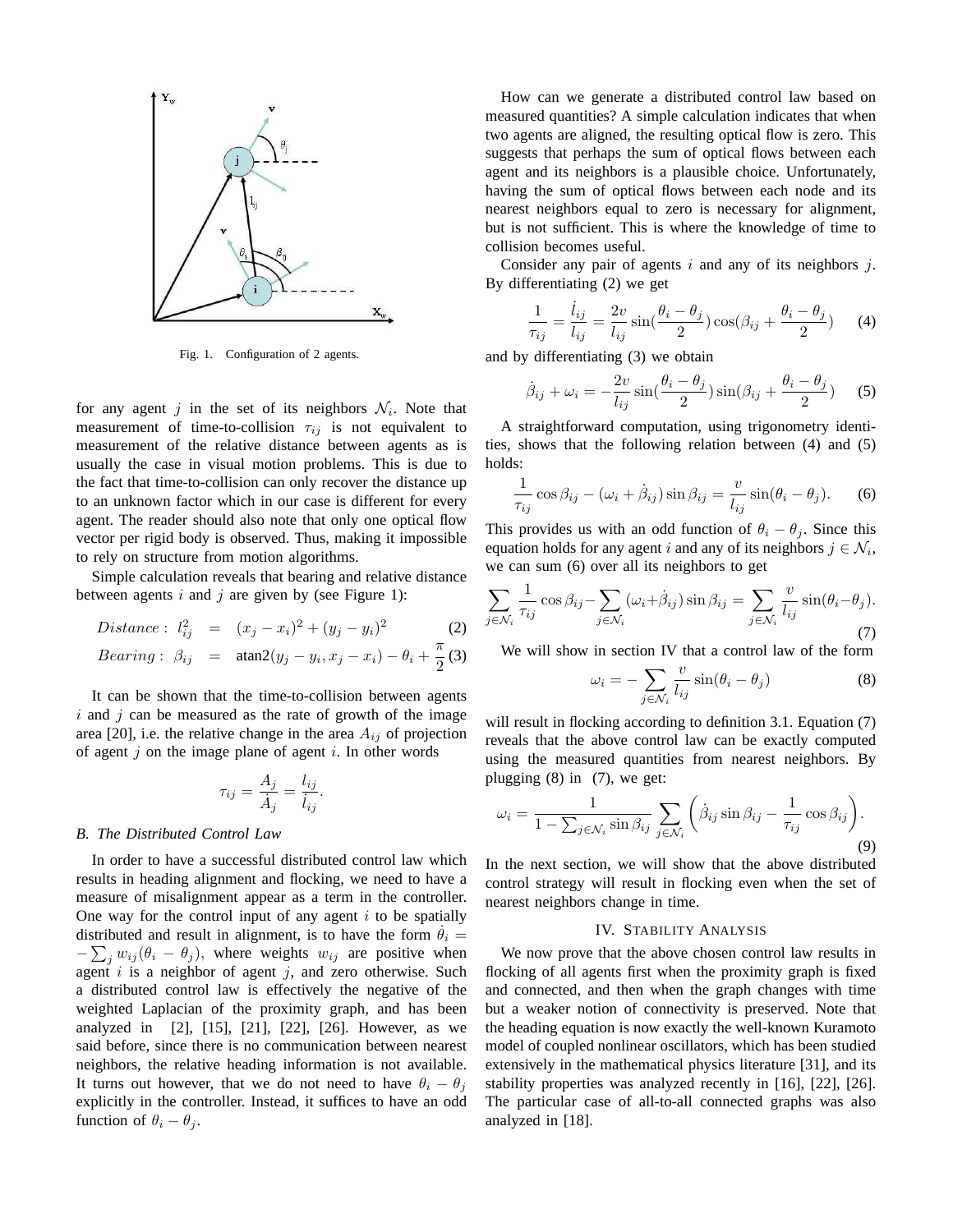Fig. 1. Configuration of 2 agents.

for any agent $j$ in the set of its neighbors $\mathcal{N}_i$. Note that measurement of time-to-collision $\tau_{ij}$ is not equivalent to measurement of the relative distance between agents as is usually the case in visual motion problems. This is due to the fact that time-to-collision can only recover the distance up to an unknown factor which in our case is different for every agent. The reader should also note that only one optical flow vector per rigid body is observed. Thus, making it impossible to rely on structure from motion algorithms.

Simple calculation reveals that bearing and relative distance between agents $i$ and $j$ are given by (see Figure 1):

$$Distance: \; l_{ij}^2 = (x_j - x_i)^2 + (y_j - y_i)^2 \quad (2)$$

$$Bearing: \; \beta_{ij} = \text{atan2}(y_j - y_i, x_j - x_i) - \theta_i + \frac{\pi}{2} \quad (3)$$

It can be shown that the time-to-collision between agents $i$ and $j$ can be measured as the rate of growth of the image area [20], i.e. the relative change in the area $A_{ij}$ of projection of agent $j$ on the image plane of agent $i$. In other words

$$\tau_{ij} = \frac{A_j}{\dot{A}_j} = \frac{l_{ij}}{\dot{l}_{ij}}.$$

### B. The Distributed Control Law

In order to have a successful distributed control law which results in heading alignment and flocking, we need to have a measure of misalignment appear as a term in the controller. One way for the control input of any agent $i$ to be spatially distributed and result in alignment, is to have the form $\dot{\theta}_i = -\sum_j w_{ij}(\theta_i - \theta_j)$, where weights $w_{ij}$ are positive when agent $i$ is a neighbor of agent $j$, and zero otherwise. Such a distributed control law is effectively the negative of the weighted Laplacian of the proximity graph, and has been analyzed in [2], [15], [21], [22], [26]. However, as we said before, since there is no communication between nearest neighbors, the relative heading information is not available. It turns out however, that we do not need to have $\theta_i - \theta_j$ explicitly in the controller. Instead, it suffices to have an odd function of $\theta_i - \theta_j$.

How can we generate a distributed control law based on measured quantities? A simple calculation indicates that when two agents are aligned, the resulting optical flow is zero. This suggests that perhaps the sum of optical flows between each agent and its neighbors is a plausible choice. Unfortunately, having the sum of optical flows between each node and its nearest neighbors equal to zero is necessary for alignment, but is not sufficient. This is where the knowledge of time to collision becomes useful.

Consider any pair of agents $i$ and any of its neighbors $j$. By differentiating (2) we get

$$\frac{1}{\tau_{ij}} = \frac{\dot{l}_{ij}}{l_{ij}} = \frac{2v}{l_{ij}} \sin\left(\frac{\theta_i - \theta_j}{2}\right) \cos\left(\beta_{ij} + \frac{\theta_i - \theta_j}{2}\right) \quad (4)$$

and by differentiating (3) we obtain

$$\dot{\beta}_{ij} + \omega_i = -\frac{2v}{l_{ij}} \sin\left(\frac{\theta_i - \theta_j}{2}\right) \sin\left(\beta_{ij} + \frac{\theta_i - \theta_j}{2}\right) \quad (5)$$

A straightforward computation, using trigonometry identities, shows that the following relation between (4) and (5) holds:

$$\frac{1}{\tau_{ij}} \cos\beta_{ij} - (\omega_i + \dot{\beta}_{ij}) \sin\beta_{ij} = \frac{v}{l_{ij}} \sin(\theta_i - \theta_j). \quad (6)$$

This provides us with an odd function of $\theta_i - \theta_j$. Since this equation holds for any agent $i$ and any of its neighbors $j \in \mathcal{N}_i$, we can sum (6) over all its neighbors to get

$$\sum_{j\in\mathcal{N}_i} \frac{1}{\tau_{ij}} \cos\beta_{ij} - \sum_{j\in\mathcal{N}_i} (\omega_i + \dot{\beta}_{ij}) \sin\beta_{ij} = \sum_{j\in\mathcal{N}_i} \frac{v}{l_{ij}} \sin(\theta_i - \theta_j). \quad (7)$$

We will show in section IV that a control law of the form

$$\omega_i = -\sum_{j\in\mathcal{N}_i} \frac{v}{l_{ij}} \sin(\theta_i - \theta_j) \quad (8)$$

will result in flocking according to definition 3.1. Equation (7) reveals that the above control law can be exactly computed using the measured quantities from nearest neighbors. By plugging (8) in (7), we get:

$$\omega_i = \frac{1}{1 - \sum_{j\in\mathcal{N}_i} \sin\beta_{ij}} \sum_{j\in\mathcal{N}_i} \left( \dot{\beta}_{ij} \sin\beta_{ij} - \frac{1}{\tau_{ij}} \cos\beta_{ij} \right). \quad (9)$$

In the next section, we will show that the above distributed control strategy will result in flocking even when the set of nearest neighbors change in time.

## IV. Stability Analysis

We now prove that the above chosen control law results in flocking of all agents first when the proximity graph is fixed and connected, and then when the graph changes with time but a weaker notion of connectivity is preserved. Note that the heading equation is now exactly the well-known Kuramoto model of coupled nonlinear oscillators, which has been studied extensively in the mathematical physics literature [31], and its stability properties was analyzed recently in [16], [22], [26]. The particular case of all-to-all connected graphs was also analyzed in [18].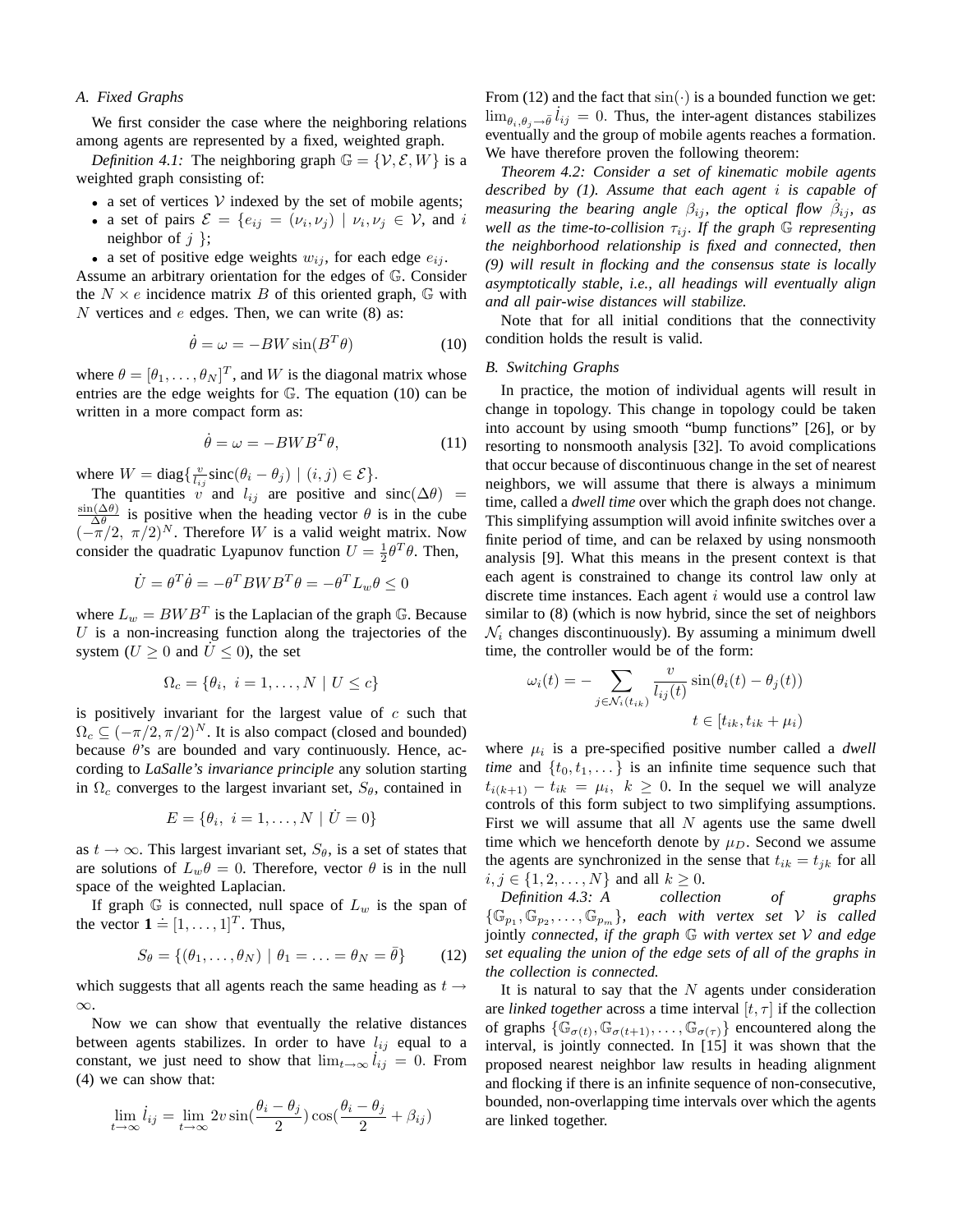### A. Fixed Graphs

We first consider the case where the neighboring relations among agents are represented by a fixed, weighted graph.

*Definition 4.1:* The neighboring graph $\mathbb{G} = \{\mathcal{V}, \mathcal{E}, W\}$ is a weighted graph consisting of:

- a set of vertices $\mathcal{V}$ indexed by the set of mobile agents;
- a set of pairs $\mathcal{E} = \{e_{ij} = (\nu_i, \nu_j) \mid \nu_i, \nu_j \in \mathcal{V}$, and $i$ neighbor of $j$ $\}$;
- a set of positive edge weights $w_{ij}$, for each edge $e_{ij}$.

Assume an arbitrary orientation for the edges of $\mathbb{G}$. Consider the $N \times e$ incidence matrix $B$ of this oriented graph, $\mathbb{G}$ with $N$ vertices and $e$ edges. Then, we can write (8) as:

$$\dot{\theta} = \omega = -BW \sin(B^T \theta) \tag{10}$$

where $\theta = [\theta_1, \ldots, \theta_N]^T$, and $W$ is the diagonal matrix whose entries are the edge weights for $\mathbb{G}$. The equation (10) can be written in a more compact form as:

$$\dot{\theta} = \omega = -BWB^T \theta, \tag{11}$$

where $W = \text{diag}\{\frac{v}{l_{ij}} \text{sinc}(\theta_i - \theta_j) \mid (i,j) \in \mathcal{E}\}$.

The quantities $v$ and $l_{ij}$ are positive and $\text{sinc}(\Delta\theta) = \frac{\sin(\Delta\theta)}{\Delta\theta}$ is positive when the heading vector $\theta$ is in the cube $(-\pi/2,\ \pi/2)^N$. Therefore $W$ is a valid weight matrix. Now consider the quadratic Lyapunov function $U = \frac{1}{2}\theta^T\theta$. Then,

$$\dot{U} = \theta^T \dot{\theta} = -\theta^T BWB^T \theta = -\theta^T L_w \theta \leq 0$$

where $L_w = BWB^T$ is the Laplacian of the graph $\mathbb{G}$. Because $U$ is a non-increasing function along the trajectories of the system ($U \geq 0$ and $\dot{U} \leq 0$), the set

$$\Omega_c = \{\theta_i,\ i = 1, \ldots, N \mid U \leq c\}$$

is positively invariant for the largest value of $c$ such that $\Omega_c \subseteq (-\pi/2, \pi/2)^N$. It is also compact (closed and bounded) because $\theta$'s are bounded and vary continuously. Hence, according to ***LaSalle's invariance principle*** any solution starting in $\Omega_c$ converges to the largest invariant set, $S_\theta$, contained in

$$E = \{\theta_i,\ i = 1, \ldots, N \mid \dot{U} = 0\}$$

as $t \to \infty$. This largest invariant set, $S_\theta$, is a set of states that are solutions of $L_w \theta = 0$. Therefore, vector $\theta$ is in the null space of the weighted Laplacian.

If graph $\mathbb{G}$ is connected, null space of $L_w$ is the span of the vector $\mathbf{1} \doteq [1, \ldots, 1]^T$. Thus,

$$S_\theta = \{(\theta_1, \ldots, \theta_N) \mid \theta_1 = \ldots = \theta_N = \bar{\theta}\} \tag{12}$$

which suggests that all agents reach the same heading as $t \to \infty$.

Now we can show that eventually the relative distances between agents stabilizes. In order to have $l_{ij}$ equal to a constant, we just need to show that $\lim_{t\to\infty} \dot{l}_{ij} = 0$. From (4) we can show that:

$$\lim_{t\to\infty} \dot{l}_{ij} = \lim_{t\to\infty} 2v \sin(\frac{\theta_i - \theta_j}{2}) \cos(\frac{\theta_i - \theta_j}{2} + \beta_{ij})$$

From (12) and the fact that $\sin(\cdot)$ is a bounded function we get: $\lim_{\theta_i,\theta_j \to \bar{\theta}} \dot{l}_{ij} = 0$. Thus, the inter-agent distances stabilizes eventually and the group of mobile agents reaches a formation. We have therefore proven the following theorem:

*Theorem 4.2: Consider a set of kinematic mobile agents described by (1). Assume that each agent $i$ is capable of measuring the bearing angle $\beta_{ij}$, the optical flow $\dot{\beta}_{ij}$, as well as the time-to-collision $\tau_{ij}$. If the graph $\mathbb{G}$ representing the neighborhood relationship is fixed and connected, then (9) will result in flocking and the consensus state is locally asymptotically stable, i.e., all headings will eventually align and all pair-wise distances will stabilize.*

Note that for all initial conditions that the connectivity condition holds the result is valid.

### B. Switching Graphs

In practice, the motion of individual agents will result in change in topology. This change in topology could be taken into account by using smooth "bump functions" [26], or by resorting to nonsmooth analysis [32]. To avoid complications that occur because of discontinuous change in the set of nearest neighbors, we will assume that there is always a minimum time, called a *dwell time* over which the graph does not change. This simplifying assumption will avoid infinite switches over a finite period of time, and can be relaxed by using nonsmooth analysis [9]. What this means in the present context is that each agent is constrained to change its control law only at discrete time instances. Each agent $i$ would use a control law similar to (8) (which is now hybrid, since the set of neighbors $\mathcal{N}_i$ changes discontinuously). By assuming a minimum dwell time, the controller would be of the form:

$$\omega_i(t) = -\sum_{j \in \mathcal{N}_i(t_{ik})} \frac{v}{l_{ij}(t)} \sin(\theta_i(t) - \theta_j(t))$$

$$t \in [t_{ik}, t_{ik} + \mu_i)$$

where $\mu_i$ is a pre-specified positive number called a *dwell time* and $\{t_0, t_1, \ldots\}$ is an infinite time sequence such that $t_{i(k+1)} - t_{ik} = \mu_i,\ k \geq 0$. In the sequel we will analyze controls of this form subject to two simplifying assumptions. First we will assume that all $N$ agents use the same dwell time which we henceforth denote by $\mu_D$. Second we assume the agents are synchronized in the sense that $t_{ik} = t_{jk}$ for all $i, j \in \{1, 2, \ldots, N\}$ and all $k \geq 0$.

*Definition 4.3: A collection of graphs $\{\mathbb{G}_{p_1}, \mathbb{G}_{p_2}, \ldots, \mathbb{G}_{p_m}\}$, each with vertex set $\mathcal{V}$ is called* jointly *connected, if the graph $\mathbb{G}$ with vertex set $\mathcal{V}$ and edge set equaling the union of the edge sets of all of the graphs in the collection is connected.*

It is natural to say that the $N$ agents under consideration are *linked together* across a time interval $[t, \tau]$ if the collection of graphs $\{\mathbb{G}_{\sigma(t)}, \mathbb{G}_{\sigma(t+1)}, \ldots, \mathbb{G}_{\sigma(\tau)}\}$ encountered along the interval, is jointly connected. In [15] it was shown that the proposed nearest neighbor law results in heading alignment and flocking if there is an infinite sequence of non-consecutive, bounded, non-overlapping time intervals over which the agents are linked together.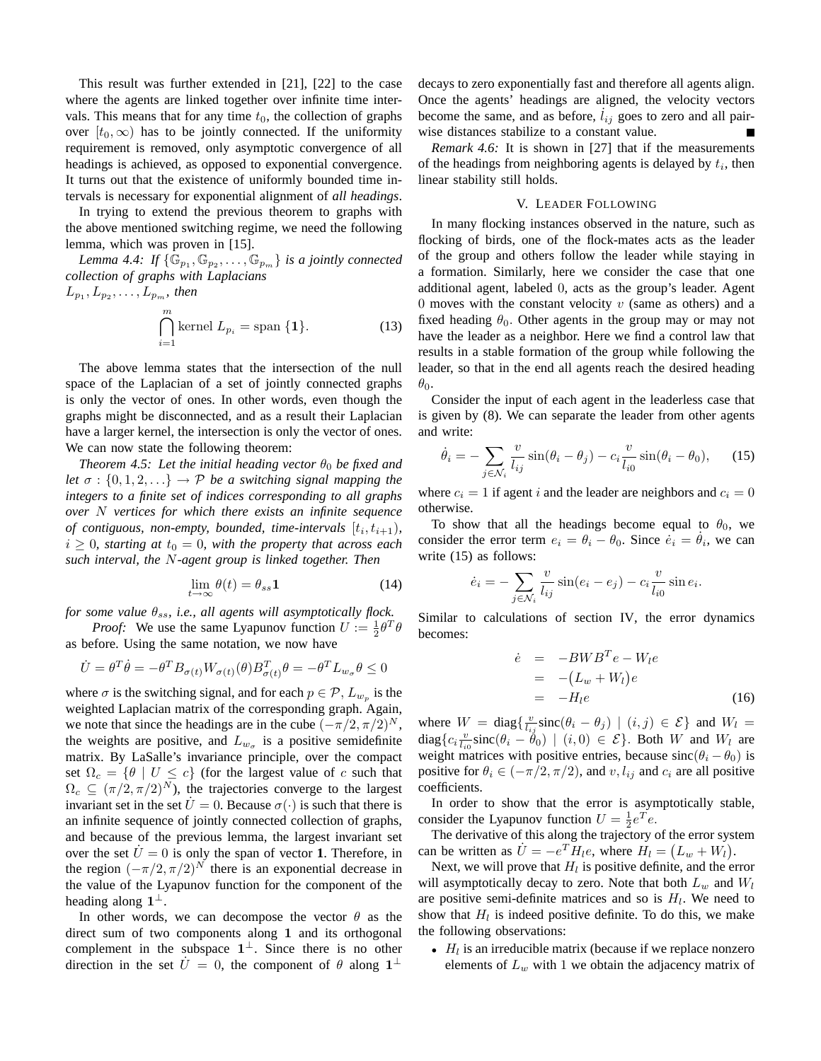This result was further extended in [21], [22] to the case where the agents are linked together over infinite time intervals. This means that for any time $t_0$, the collection of graphs over $[t_0, \infty)$ has to be jointly connected. If the uniformity requirement is removed, only asymptotic convergence of all headings is achieved, as opposed to exponential convergence. It turns out that the existence of uniformly bounded time intervals is necessary for exponential alignment of *all headings*.

In trying to extend the previous theorem to graphs with the above mentioned switching regime, we need the following lemma, which was proven in [15].

*Lemma 4.4: If $\{\mathbb{G}_{p_1}, \mathbb{G}_{p_2}, \ldots, \mathbb{G}_{p_m}\}$ is a jointly connected collection of graphs with Laplacians $L_{p_1}, L_{p_2}, \ldots, L_{p_m}$, then*

$$\bigcap_{i=1}^{m} \text{kernel } L_{p_i} = \text{span } \{\mathbf{1}\}. \tag{13}$$

The above lemma states that the intersection of the null space of the Laplacian of a set of jointly connected graphs is only the vector of ones. In other words, even though the graphs might be disconnected, and as a result their Laplacian have a larger kernel, the intersection is only the vector of ones. We can now state the following theorem:

*Theorem 4.5: Let the initial heading vector $\theta_0$ be fixed and let $\sigma : \{0, 1, 2, \ldots\} \to \mathcal{P}$ be a switching signal mapping the integers to a finite set of indices corresponding to all graphs over $N$ vertices for which there exists an infinite sequence of contiguous, non-empty, bounded, time-intervals $[t_i, t_{i+1})$, $i \geq 0$, starting at $t_0 = 0$, with the property that across each such interval, the $N$-agent group is linked together. Then*

$$\lim_{t\to\infty} \theta(t) = \theta_{ss}\mathbf{1} \tag{14}$$

*for some value $\theta_{ss}$, i.e., all agents will asymptotically flock.*

*Proof:* We use the same Lyapunov function $U := \frac{1}{2}\theta^T\theta$ as before. Using the same notation, we now have

$$\dot{U} = \theta^T\dot{\theta} = -\theta^T B_{\sigma(t)} W_{\sigma(t)}(\theta) B_{\sigma(t)}^T \theta = -\theta^T L_{w_\sigma}\theta \leq 0$$

where $\sigma$ is the switching signal, and for each $p \in \mathcal{P}$, $L_{w_p}$ is the weighted Laplacian matrix of the corresponding graph. Again, we note that since the headings are in the cube $(-\pi/2, \pi/2)^N$, the weights are positive, and $L_{w_\sigma}$ is a positive semidefinite matrix. By LaSalle's invariance principle, over the compact set $\Omega_c = \{\theta \mid U \leq c\}$ (for the largest value of $c$ such that $\Omega_c \subseteq (\pi/2, \pi/2)^N$), the trajectories converge to the largest invariant set in the set $\dot{U} = 0$. Because $\sigma(\cdot)$ is such that there is an infinite sequence of jointly connected collection of graphs, and because of the previous lemma, the largest invariant set over the set $\dot{U} = 0$ is only the span of vector $\mathbf{1}$. Therefore, in the region $(-\pi/2, \pi/2)^N$ there is an exponential decrease in the value of the Lyapunov function for the component of the heading along $\mathbf{1}^\perp$.

In other words, we can decompose the vector $\theta$ as the direct sum of two components along $\mathbf{1}$ and its orthogonal complement in the subspace $\mathbf{1}^\perp$. Since there is no other direction in the set $\dot{U} = 0$, the component of $\theta$ along $\mathbf{1}^\perp$ decays to zero exponentially fast and therefore all agents align. Once the agents' headings are aligned, the velocity vectors become the same, and as before, $\dot{l}_{ij}$ goes to zero and all pairwise distances stabilize to a constant value. ∎

*Remark 4.6:* It is shown in [27] that if the measurements of the headings from neighboring agents is delayed by $t_i$, then linear stability still holds.

## V. Leader Following

In many flocking instances observed in the nature, such as flocking of birds, one of the flock-mates acts as the leader of the group and others follow the leader while staying in a formation. Similarly, here we consider the case that one additional agent, labeled 0, acts as the group's leader. Agent 0 moves with the constant velocity $v$ (same as others) and a fixed heading $\theta_0$. Other agents in the group may or may not have the leader as a neighbor. Here we find a control law that results in a stable formation of the group while following the leader, so that in the end all agents reach the desired heading $\theta_0$.

Consider the input of each agent in the leaderless case that is given by (8). We can separate the leader from other agents and write:

$$\dot{\theta}_i = -\sum_{j\in\mathcal{N}_i} \frac{v}{l_{ij}} \sin(\theta_i - \theta_j) - c_i \frac{v}{l_{i0}} \sin(\theta_i - \theta_0), \tag{15}$$

where $c_i = 1$ if agent $i$ and the leader are neighbors and $c_i = 0$ otherwise.

To show that all the headings become equal to $\theta_0$, we consider the error term $e_i = \theta_i - \theta_0$. Since $\dot{e}_i = \dot{\theta}_i$, we can write (15) as follows:

$$\dot{e}_i = -\sum_{j\in\mathcal{N}_i} \frac{v}{l_{ij}} \sin(e_i - e_j) - c_i \frac{v}{l_{i0}} \sin e_i.$$

Similar to calculations of section IV, the error dynamics becomes:

$$\begin{aligned} \dot{e} &= -BWB^Te - W_l e \\ &= -\big(L_w + W_l\big)e \\ &= -H_l e \end{aligned} \tag{16}$$

where $W = \text{diag}\{\frac{v}{l_{ij}}\text{sinc}(\theta_i - \theta_j) \mid (i,j) \in \mathcal{E}\}$ and $W_l = \text{diag}\{c_i \frac{v}{l_{i0}}\text{sinc}(\theta_i - \theta_0) \mid (i, 0) \in \mathcal{E}\}$. Both $W$ and $W_l$ are weight matrices with positive entries, because $\text{sinc}(\theta_i - \theta_0)$ is positive for $\theta_i \in (-\pi/2, \pi/2)$, and $v, l_{ij}$ and $c_i$ are all positive coefficients.

In order to show that the error is asymptotically stable, consider the Lyapunov function $U = \frac{1}{2}e^Te$.

The derivative of this along the trajectory of the error system can be written as $\dot{U} = -e^T H_l e$, where $H_l = \big(L_w + W_l\big)$.

Next, we will prove that $H_l$ is positive definite, and the error will asymptotically decay to zero. Note that both $L_w$ and $W_l$ are positive semi-definite matrices and so is $H_l$. We need to show that $H_l$ is indeed positive definite. To do this, we make the following observations:

- $H_l$ is an irreducible matrix (because if we replace nonzero elements of $L_w$ with 1 we obtain the adjacency matrix of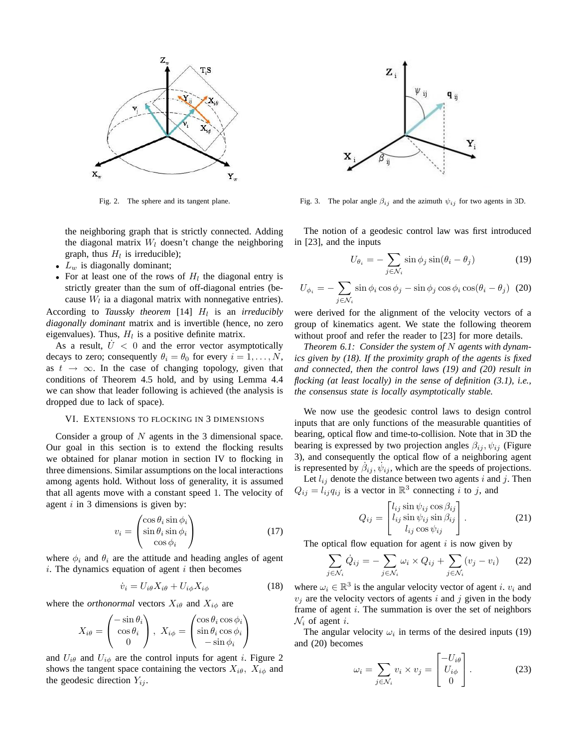Fig. 2. The sphere and its tangent plane.

Fig. 3. The polar angle $\beta_{ij}$ and the azimuth $\psi_{ij}$ for two agents in 3D.

the neighboring graph that is strictly connected. Adding the diagonal matrix $W_l$ doesn't change the neighboring graph, thus $H_l$ is irreducible);

- $L_w$ is diagonally dominant;
- For at least one of the rows of $H_l$ the diagonal entry is strictly greater than the sum of off-diagonal entries (because $W_l$ ia a diagonal matrix with nonnegative entries).

According to *Taussky theorem* [14] $H_l$ is an *irreducibly diagonally dominant* matrix and is invertible (hence, no zero eigenvalues). Thus, $H_l$ is a positive definite matrix.

As a result, $\dot{U} < 0$ and the error vector asymptotically decays to zero; consequently $\theta_i = \theta_0$ for every $i = 1, \ldots, N$, as $t \to \infty$. In the case of changing topology, given that conditions of Theorem 4.5 hold, and by using Lemma 4.4 we can show that leader following is achieved (the analysis is dropped due to lack of space).

## VI. Extensions to Flocking in 3 Dimensions

Consider a group of $N$ agents in the 3 dimensional space. Our goal in this section is to extend the flocking results we obtained for planar motion in section IV to flocking in three dimensions. Similar assumptions on the local interactions among agents hold. Without loss of generality, it is assumed that all agents move with a constant speed 1. The velocity of agent $i$ in 3 dimensions is given by:

$$v_i = \begin{pmatrix} \cos\theta_i \sin\phi_i \\ \sin\theta_i \sin\phi_i \\ \cos\phi_i \end{pmatrix} \tag{17}$$

where $\phi_i$ and $\theta_i$ are the attitude and heading angles of agent $i$. The dynamics equation of agent $i$ then becomes

$$\dot{v}_i = U_{i\theta} X_{i\theta} + U_{i\phi} X_{i\phi} \tag{18}$$

where the *orthonormal* vectors $X_{i\theta}$ and $X_{i\phi}$ are

$$X_{i\theta} = \begin{pmatrix} -\sin\theta_i \\ \cos\theta_i \\ 0 \end{pmatrix}, \; X_{i\phi} = \begin{pmatrix} \cos\theta_i \cos\phi_i \\ \sin\theta_i \cos\phi_i \\ -\sin\phi_i \end{pmatrix}$$

and $U_{i\theta}$ and $U_{i\phi}$ are the control inputs for agent $i$. Figure 2 shows the tangent space containing the vectors $X_{i\theta}$, $X_{i\phi}$ and the geodesic direction $Y_{ij}$.

The notion of a geodesic control law was first introduced in [23], and the inputs

$$U_{\theta_i} = -\sum_{j \in \mathcal{N}_i} \sin\phi_j \sin(\theta_i - \theta_j) \tag{19}$$

$$U_{\phi_i} = -\sum_{j \in \mathcal{N}_i} \sin\phi_i \cos\phi_j - \sin\phi_j \cos\phi_i \cos(\theta_i - \theta_j) \tag{20}$$

were derived for the alignment of the velocity vectors of a group of kinematics agent. We state the following theorem without proof and refer the reader to [23] for more details.

*Theorem 6.1: Consider the system of $N$ agents with dynamics given by (18). If the proximity graph of the agents is fixed and connected, then the control laws (19) and (20) result in flocking (at least locally) in the sense of definition (3.1), i.e., the consensus state is locally asymptotically stable.*

We now use the geodesic control laws to design control inputs that are only functions of the measurable quantities of bearing, optical flow and time-to-collision. Note that in 3D the bearing is expressed by two projection angles $\beta_{ij}, \psi_{ij}$ (Figure 3), and consequently the optical flow of a neighboring agent is represented by $\dot{\beta}_{ij}, \dot{\psi}_{ij}$, which are the speeds of projections.

Let $l_{ij}$ denote the distance between two agents $i$ and $j$. Then $Q_{ij} = l_{ij} q_{ij}$ is a vector in $\mathbb{R}^3$ connecting $i$ to $j$, and

$$Q_{ij} = \begin{bmatrix} l_{ij} \sin\psi_{ij} \cos\beta_{ij} \\ l_{ij} \sin\psi_{ij} \sin\beta_{ij} \\ l_{ij} \cos\psi_{ij} \end{bmatrix}. \tag{21}$$

The optical flow equation for agent $i$ is now given by

$$\sum_{j \in \mathcal{N}_i} \dot{Q}_{ij} = -\sum_{j \in \mathcal{N}_i} \omega_i \times Q_{ij} + \sum_{j \in \mathcal{N}_i} (v_j - v_i) \tag{22}$$

where $\omega_i \in \mathbb{R}^3$ is the angular velocity vector of agent $i$. $v_i$ and $v_j$ are the velocity vectors of agents $i$ and $j$ given in the body frame of agent $i$. The summation is over the set of neighbors $\mathcal{N}_i$ of agent $i$.

The angular velocity $\omega_i$ in terms of the desired inputs (19) and (20) becomes

$$\omega_i = \sum_{j \in \mathcal{N}_i} v_i \times v_j = \begin{bmatrix} -U_{i\theta} \\ U_{i\phi} \\ 0 \end{bmatrix}. \tag{23}$$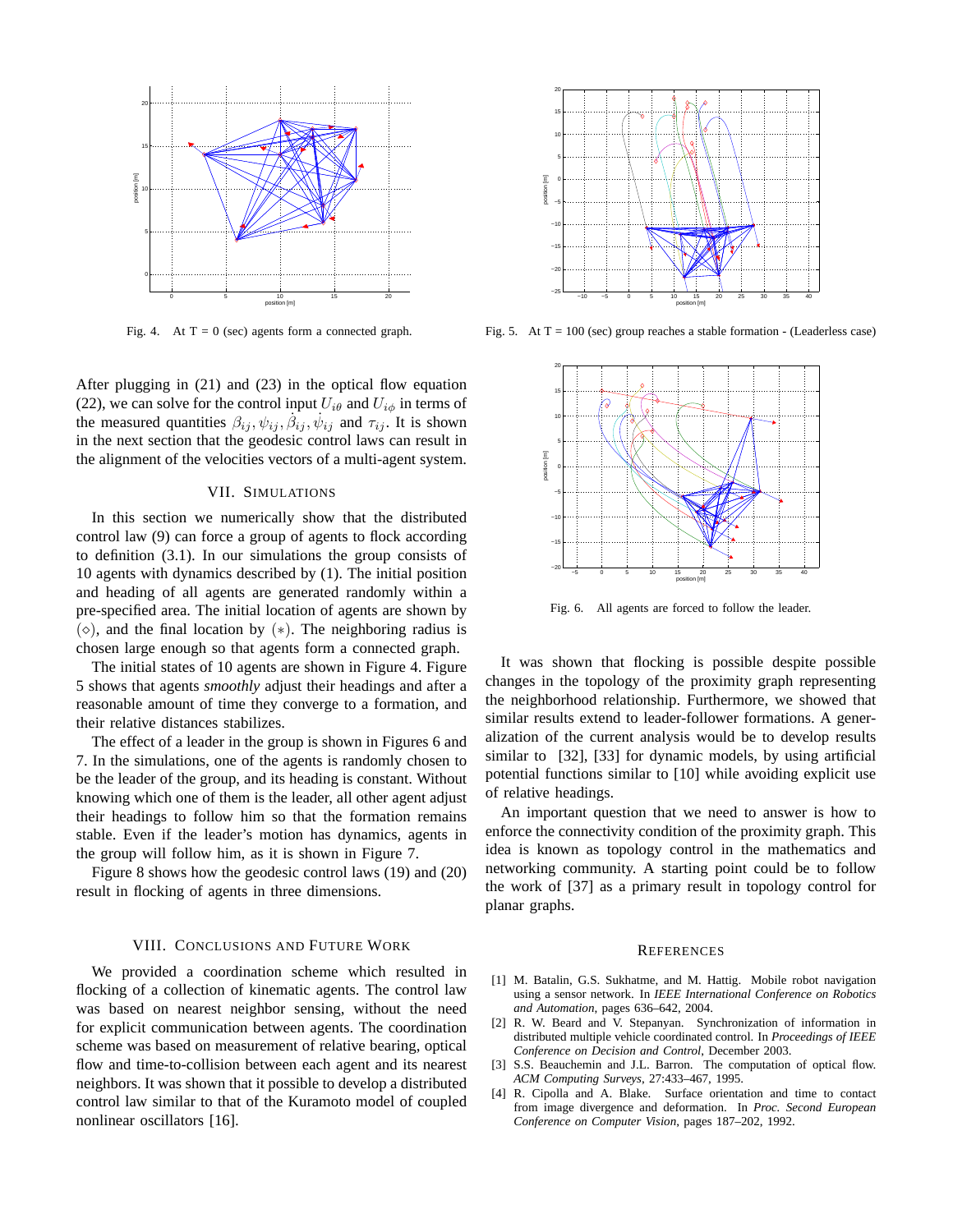Fig. 4. At T = 0 (sec) agents form a connected graph.

Fig. 5. At T = 100 (sec) group reaches a stable formation - (Leaderless case)

Fig. 6. All agents are forced to follow the leader.

After plugging in (21) and (23) in the optical flow equation (22), we can solve for the control input $U_{i\theta}$ and $U_{i\phi}$ in terms of the measured quantities $\beta_{ij}, \psi_{ij}, \dot{\beta}_{ij}, \dot{\psi}_{ij}$ and $\tau_{ij}$. It is shown in the next section that the geodesic control laws can result in the alignment of the velocities vectors of a multi-agent system.

## VII. Simulations

In this section we numerically show that the distributed control law (9) can force a group of agents to flock according to definition (3.1). In our simulations the group consists of 10 agents with dynamics described by (1). The initial position and heading of all agents are generated randomly within a pre-specified area. The initial location of agents are shown by ($\diamond$), and the final location by ($*$). The neighboring radius is chosen large enough so that agents form a connected graph.

The initial states of 10 agents are shown in Figure 4. Figure 5 shows that agents *smoothly* adjust their headings and after a reasonable amount of time they converge to a formation, and their relative distances stabilizes.

The effect of a leader in the group is shown in Figures 6 and 7. In the simulations, one of the agents is randomly chosen to be the leader of the group, and its heading is constant. Without knowing which one of them is the leader, all other agent adjust their headings to follow him so that the formation remains stable. Even if the leader's motion has dynamics, agents in the group will follow him, as it is shown in Figure 7.

Figure 8 shows how the geodesic control laws (19) and (20) result in flocking of agents in three dimensions.

## VIII. Conclusions and Future Work

We provided a coordination scheme which resulted in flocking of a collection of kinematic agents. The control law was based on nearest neighbor sensing, without the need for explicit communication between agents. The coordination scheme was based on measurement of relative bearing, optical flow and time-to-collision between each agent and its nearest neighbors. It was shown that it possible to develop a distributed control law similar to that of the Kuramoto model of coupled nonlinear oscillators [16].

It was shown that flocking is possible despite possible changes in the topology of the proximity graph representing the neighborhood relationship. Furthermore, we showed that similar results extend to leader-follower formations. A generalization of the current analysis would be to develop results similar to [32], [33] for dynamic models, by using artificial potential functions similar to [10] while avoiding explicit use of relative headings.

An important question that we need to answer is how to enforce the connectivity condition of the proximity graph. This idea is known as topology control in the mathematics and networking community. A starting point could be to follow the work of [37] as a primary result in topology control for planar graphs.

## References

[1] M. Batalin, G.S. Sukhatme, and M. Hattig. Mobile robot navigation using a sensor network. In *IEEE International Conference on Robotics and Automation*, pages 636–642, 2004.

[2] R. W. Beard and V. Stepanyan. Synchronization of information in distributed multiple vehicle coordinated control. In *Proceedings of IEEE Conference on Decision and Control*, December 2003.

[3] S.S. Beauchemin and J.L. Barron. The computation of optical flow. *ACM Computing Surveys*, 27:433–467, 1995.

[4] R. Cipolla and A. Blake. Surface orientation and time to contact from image divergence and deformation. In *Proc. Second European Conference on Computer Vision*, pages 187–202, 1992.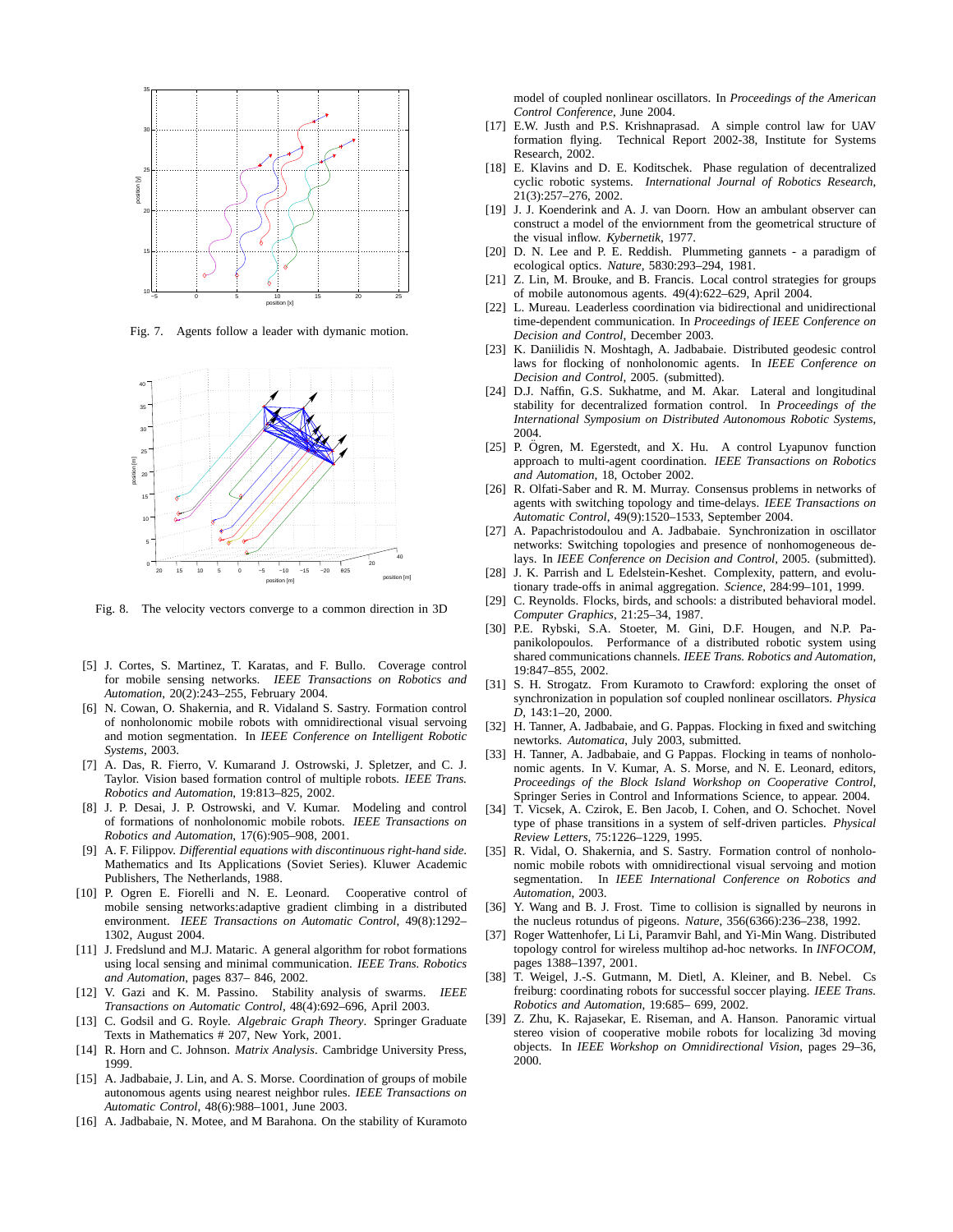35

30

25

20

15

10

−5 0 5 10 15 20 25

position [x]

position [y]

Fig. 7. Agents follow a leader with dymanic motion.

40

35

30

25

20

15

10

5

0

20 15 10 5 0 −5 −10 −15 −20 −25

position [m]

40

20

0

position [m]

position [m]

Fig. 8. The velocity vectors converge to a common direction in 3D

[5] J. Cortes, S. Martinez, T. Karatas, and F. Bullo. Coverage control for mobile sensing networks. *IEEE Transactions on Robotics and Automation*, 20(2):243–255, February 2004.

[6] N. Cowan, O. Shakernia, and R. Vidaland S. Sastry. Formation control of nonholonomic mobile robots with omnidirectional visual servoing and motion segmentation. In *IEEE Conference on Intelligent Robotic Systems*, 2003.

[7] A. Das, R. Fierro, V. Kumarand J. Ostrowski, J. Spletzer, and C. J. Taylor. Vision based formation control of multiple robots. *IEEE Trans. Robotics and Automation*, 19:813–825, 2002.

[8] J. P. Desai, J. P. Ostrowski, and V. Kumar. Modeling and control of formations of nonholonomic mobile robots. *IEEE Transactions on Robotics and Automation*, 17(6):905–908, 2001.

[9] A. F. Filippov. *Differential equations with discontinuous right-hand side*. Mathematics and Its Applications (Soviet Series). Kluwer Academic Publishers, The Netherlands, 1988.

[10] P. Ogren E. Fiorelli and N. E. Leonard. Cooperative control of mobile sensing networks:adaptive gradient climbing in a distributed environment. *IEEE Transactions on Automatic Control*, 49(8):1292–1302, August 2004.

[11] J. Fredslund and M.J. Mataric. A general algorithm for robot formations using local sensing and minimal communication. *IEEE Trans. Robotics and Automation*, pages 837– 846, 2002.

[12] V. Gazi and K. M. Passino. Stability analysis of swarms. *IEEE Transactions on Automatic Control*, 48(4):692–696, April 2003.

[13] C. Godsil and G. Royle. *Algebraic Graph Theory*. Springer Graduate Texts in Mathematics # 207, New York, 2001.

[14] R. Horn and C. Johnson. *Matrix Analysis*. Cambridge University Press, 1999.

[15] A. Jadbabaie, J. Lin, and A. S. Morse. Coordination of groups of mobile autonomous agents using nearest neighbor rules. *IEEE Transactions on Automatic Control*, 48(6):988–1001, June 2003.

[16] A. Jadbabaie, N. Motee, and M Barahona. On the stability of Kuramoto model of coupled nonlinear oscillators. In *Proceedings of the American Control Conference*, June 2004.

[17] E.W. Justh and P.S. Krishnaprasad. A simple control law for UAV formation flying. Technical Report 2002-38, Institute for Systems Research, 2002.

[18] E. Klavins and D. E. Koditschek. Phase regulation of decentralized cyclic robotic systems. *International Journal of Robotics Research*, 21(3):257–276, 2002.

[19] J. J. Koenderink and A. J. van Doorn. How an ambulant observer can construct a model of the enviornment from the geometrical structure of the visual inflow. *Kybernetik*, 1977.

[20] D. N. Lee and P. E. Reddish. Plummeting gannets - a paradigm of ecological optics. *Nature*, 5830:293–294, 1981.

[21] Z. Lin, M. Brouke, and B. Francis. Local control strategies for groups of mobile autonomous agents. 49(4):622–629, April 2004.

[22] L. Mureau. Leaderless coordination via bidirectional and unidirectional time-dependent communication. In *Proceedings of IEEE Conference on Decision and Control*, December 2003.

[23] K. Daniilidis N. Moshtagh, A. Jadbabaie. Distributed geodesic control laws for flocking of nonholonomic agents. In *IEEE Conference on Decision and Control*, 2005. (submitted).

[24] D.J. Naffin, G.S. Sukhatme, and M. Akar. Lateral and longitudinal stability for decentralized formation control. In *Proceedings of the International Symposium on Distributed Autonomous Robotic Systems*, 2004.

[25] P. Ögren, M. Egerstedt, and X. Hu. A control Lyapunov function approach to multi-agent coordination. *IEEE Transactions on Robotics and Automation*, 18, October 2002.

[26] R. Olfati-Saber and R. M. Murray. Consensus problems in networks of agents with switching topology and time-delays. *IEEE Transactions on Automatic Control*, 49(9):1520–1533, September 2004.

[27] A. Papachristodoulou and A. Jadbabaie. Synchronization in oscillator networks: Switching topologies and presence of nonhomogeneous delays. In *IEEE Conference on Decision and Control*, 2005. (submitted).

[28] J. K. Parrish and L Edelstein-Keshet. Complexity, pattern, and evolutionary trade-offs in animal aggregation. *Science*, 284:99–101, 1999.

[29] C. Reynolds. Flocks, birds, and schools: a distributed behavioral model. *Computer Graphics*, 21:25–34, 1987.

[30] P.E. Rybski, S.A. Stoeter, M. Gini, D.F. Hougen, and N.P. Papanikolopoulos. Performance of a distributed robotic system using shared communications channels. *IEEE Trans. Robotics and Automation*, 19:847–855, 2002.

[31] S. H. Strogatz. From Kuramoto to Crawford: exploring the onset of synchronization in population sof coupled nonlinear oscillators. *Physica D*, 143:1–20, 2000.

[32] H. Tanner, A. Jadbabaie, and G. Pappas. Flocking in fixed and switching newtorks. *Automatica*, July 2003, submitted.

[33] H. Tanner, A. Jadbabaie, and G Pappas. Flocking in teams of nonholonomic agents. In V. Kumar, A. S. Morse, and N. E. Leonard, editors, *Proceedings of the Block Island Workshop on Cooperative Control*, Springer Series in Control and Informations Science, to appear. 2004.

[34] T. Vicsek, A. Czirok, E. Ben Jacob, I. Cohen, and O. Schochet. Novel type of phase transitions in a system of self-driven particles. *Physical Review Letters*, 75:1226–1229, 1995.

[35] R. Vidal, O. Shakernia, and S. Sastry. Formation control of nonholonomic mobile robots with omnidirectional visual servoing and motion segmentation. In *IEEE International Conference on Robotics and Automation*, 2003.

[36] Y. Wang and B. J. Frost. Time to collision is signalled by neurons in the nucleus rotundus of pigeons. *Nature*, 356(6366):236–238, 1992.

[37] Roger Wattenhofer, Li Li, Paramvir Bahl, and Yi-Min Wang. Distributed topology control for wireless multihop ad-hoc networks. In *INFOCOM*, pages 1388–1397, 2001.

[38] T. Weigel, J.-S. Gutmann, M. Dietl, A. Kleiner, and B. Nebel. Cs freiburg: coordinating robots for successful soccer playing. *IEEE Trans. Robotics and Automation*, 19:685– 699, 2002.

[39] Z. Zhu, K. Rajasekar, E. Riseman, and A. Hanson. Panoramic virtual stereo vision of cooperative mobile robots for localizing 3d moving objects. In *IEEE Workshop on Omnidirectional Vision*, pages 29–36, 2000.